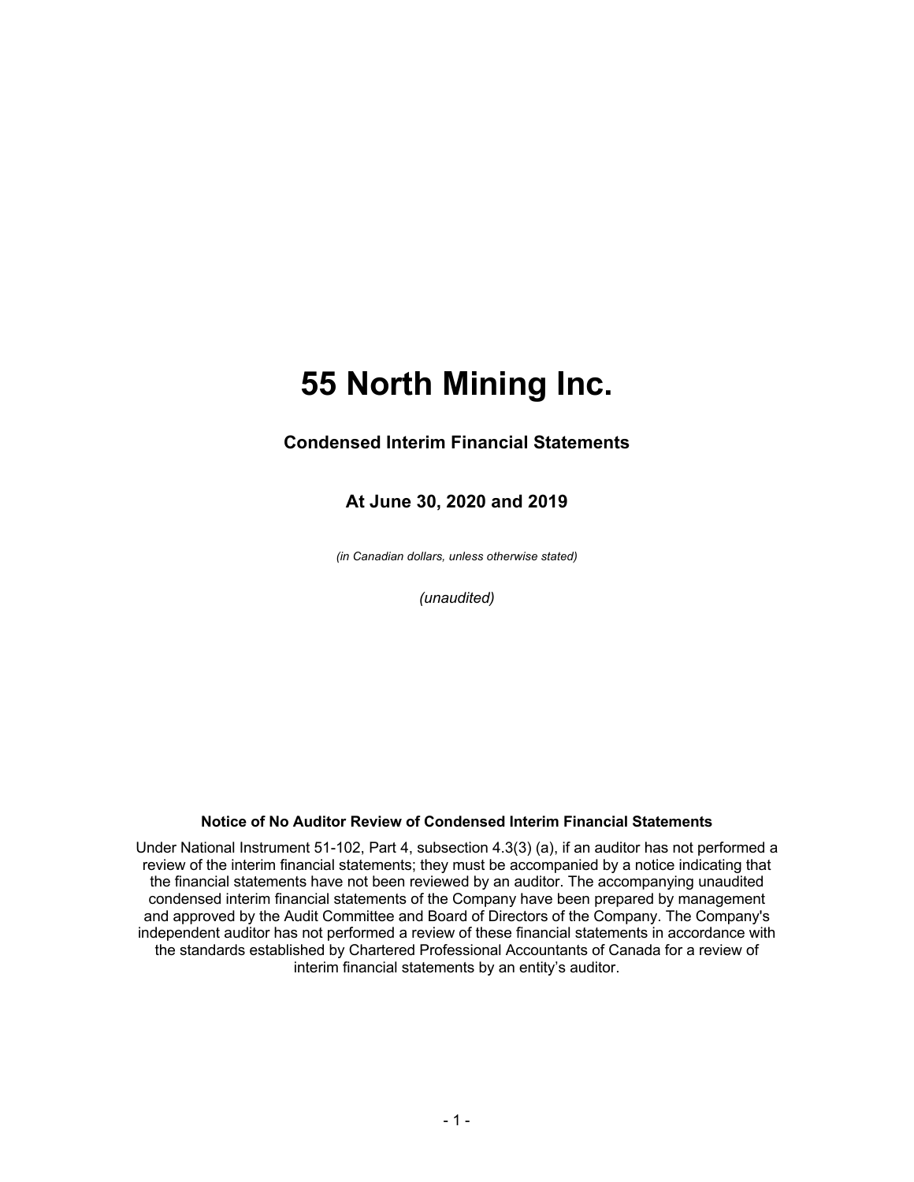# 55 North Mining Inc.

## Condensed Interim Financial Statements

## At June 30, 2020 and 2019

*(in Canadian dollars, unless otherwise stated)*

*(unaudited)*

**Notice of No Auditor Review of Condensed Interim Financial Statements**

Under National Instrument 51-102, Part 4, subsection 4.3(3) (a), if an auditor has not performed a review of the interim financial statements; they must be accompanied by a notice indicating that the financial statements have not been reviewed by an auditor. The accompanying unaudited condensed interim financial statements of the Company have been prepared by management and approved by the Audit Committee and Board of Directors of the Company. The Company's independent auditor has not performed a review of these financial statements in accordance with the standards established by Chartered Professional Accountants of Canada for a review of interim financial statements by an entity's auditor.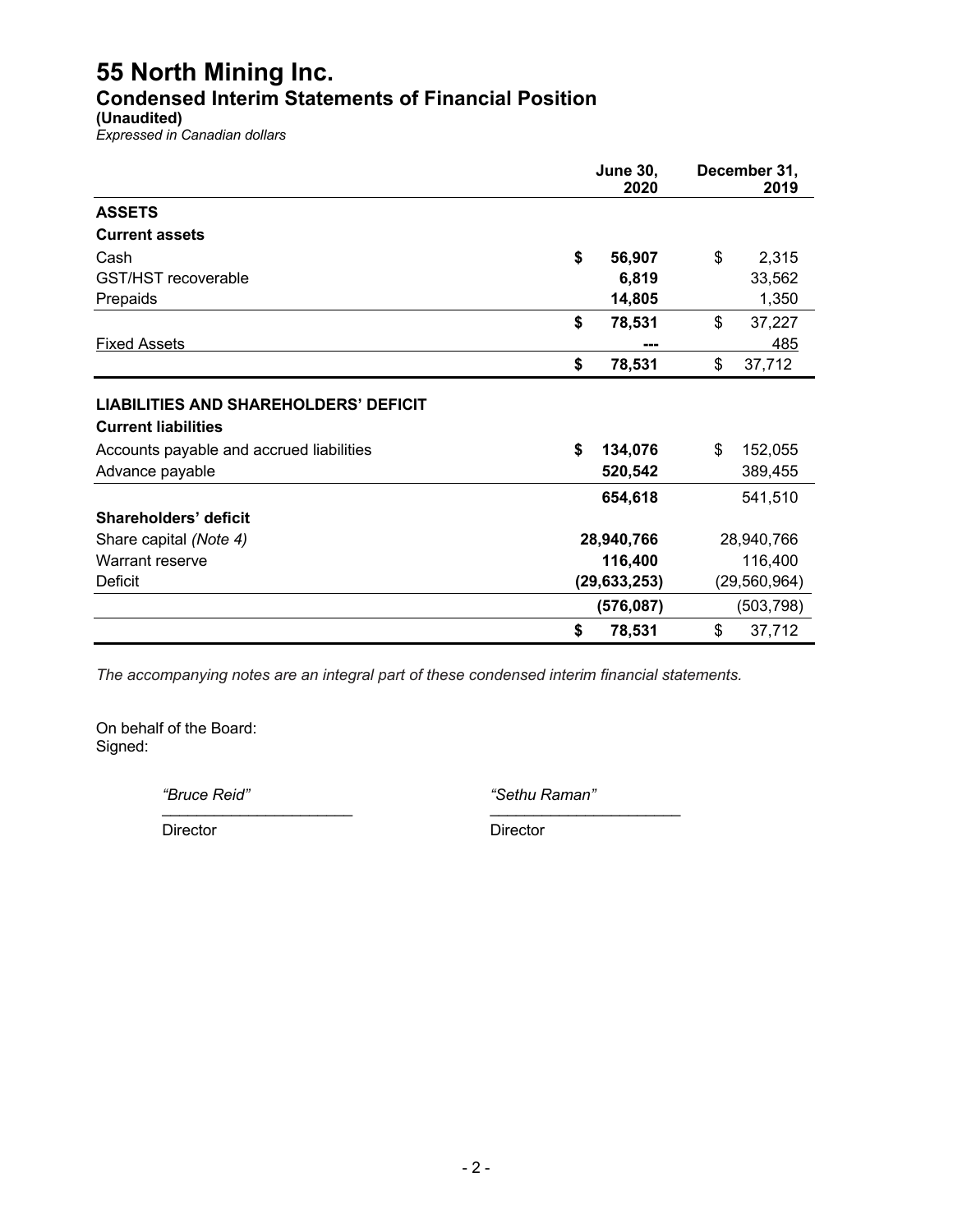# 55 North Mining Inc.

## Condensed Interim Statements of Financial Position

**(Unaudited)**

*Expressed in Canadian dollars*

| | June 30, 2020 | December 31, 2019 |
|---|---|---|
| **ASSETS** | | |
| **Current assets** | | |
| Cash | **$ 56,907** | $ 2,315 |
| GST/HST recoverable | **6,819** | 33,562 |
| Prepaids | **14,805** | 1,350 |
| | **$ 78,531** | $ 37,227 |
| Fixed Assets | **---** | 485 |
| | **$ 78,531** | $ 37,712 |
| **LIABILITIES AND SHAREHOLDERS' DEFICIT** | | |
| **Current liabilities** | | |
| Accounts payable and accrued liabilities | **$ 134,076** | $ 152,055 |
| Advance payable | **520,542** | 389,455 |
| | **654,618** | 541,510 |
| **Shareholders' deficit** | | |
| Share capital *(Note 4)* | **28,940,766** | 28,940,766 |
| Warrant reserve | **116,400** | 116,400 |
| Deficit | **(29,633,253)** | (29,560,964) |
| | **(576,087)** | (503,798) |
| | **$ 78,531** | $ 37,712 |

*The accompanying notes are an integral part of these condensed interim financial statements.*

On behalf of the Board:
Signed:

| *"Bruce Reid"* | *"Sethu Raman"* |
|---|---|
| Director | Director |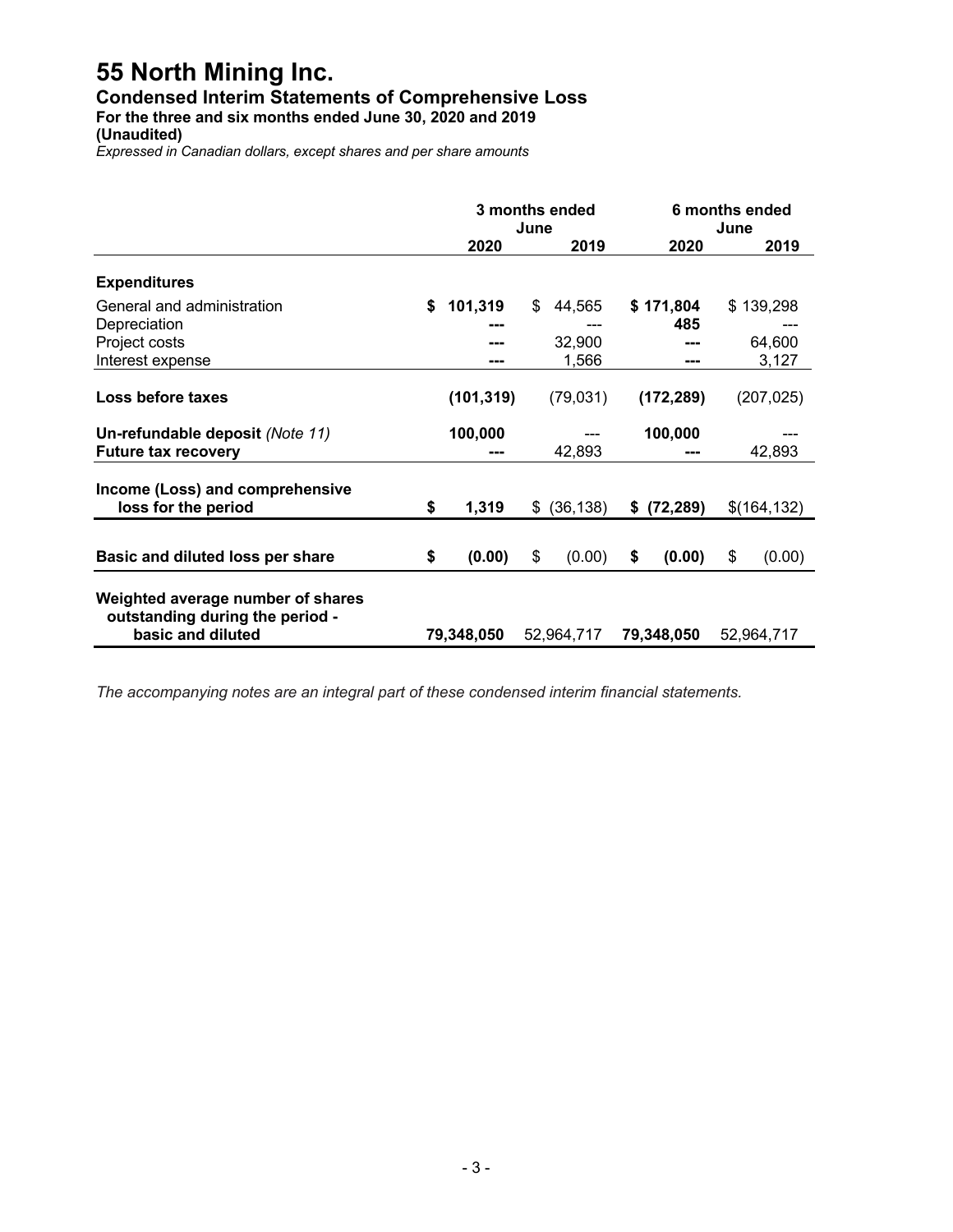# 55 North Mining Inc.

## Condensed Interim Statements of Comprehensive Loss

**For the three and six months ended June 30, 2020 and 2019**

**(Unaudited)**

*Expressed in Canadian dollars, except shares and per share amounts*

| | 3 months ended June | | 6 months ended June | |
|---|---|---|---|---|
| | **2020** | **2019** | **2020** | **2019** |
| **Expenditures** | | | | |
| General and administration | **$ 101,319** | $ 44,565 | **$ 171,804** | $ 139,298 |
| Depreciation | **---** | --- | **485** | --- |
| Project costs | **---** | 32,900 | **---** | 64,600 |
| Interest expense | **---** | 1,566 | **---** | 3,127 |
| **Loss before taxes** | **(101,319)** | (79,031) | **(172,289)** | (207,025) |
| **Un-refundable deposit** *(Note 11)* | **100,000** | --- | **100,000** | --- |
| **Future tax recovery** | **---** | 42,893 | **---** | 42,893 |
| **Income (Loss) and comprehensive loss for the period** | **$ 1,319** | $ (36,138) | **$ (72,289)** | $(164,132) |
| **Basic and diluted loss per share** | **$ (0.00)** | $ (0.00) | **$ (0.00)** | $ (0.00) |
| **Weighted average number of shares outstanding during the period - basic and diluted** | **79,348,050** | 52,964,717 | **79,348,050** | 52,964,717 |

*The accompanying notes are an integral part of these condensed interim financial statements.*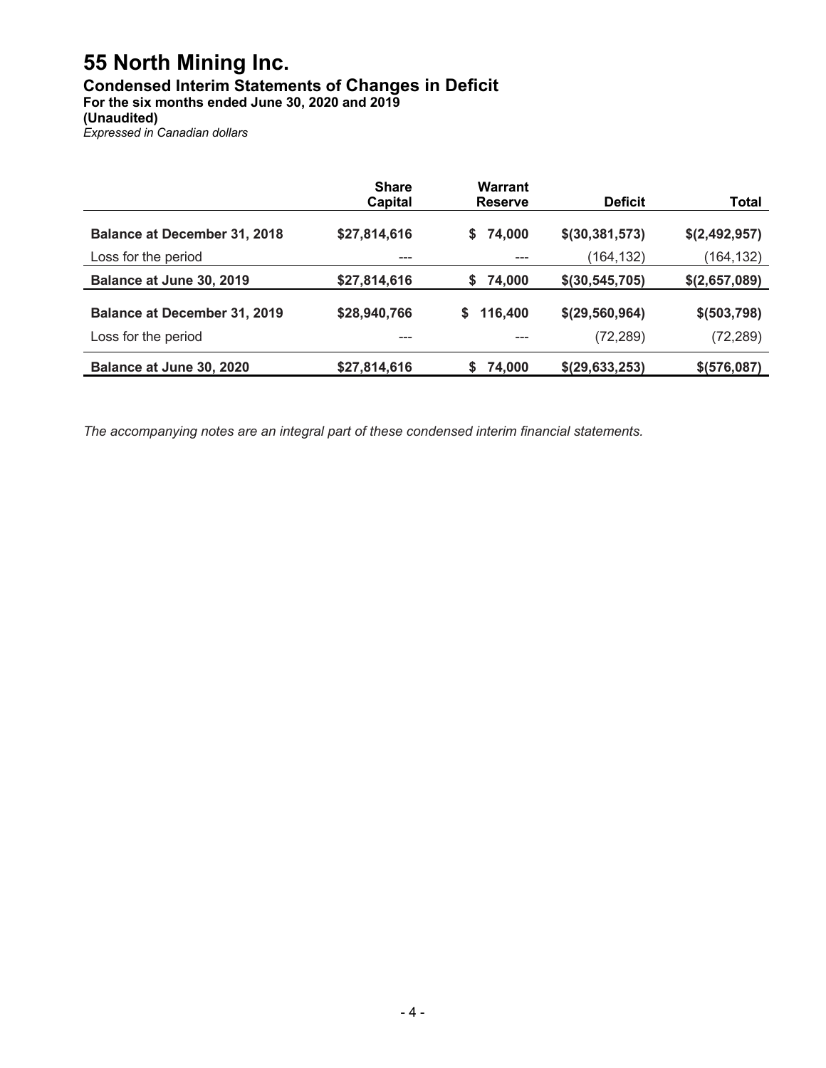# 55 North Mining Inc.

## Condensed Interim Statements of Changes in Deficit

**For the six months ended June 30, 2020 and 2019**

**(Unaudited)**

*Expressed in Canadian dollars*

| | Share Capital | Warrant Reserve | Deficit | Total |
|---|---|---|---|---|
| **Balance at December 31, 2018** | **$27,814,616** | **$ 74,000** | **$(30,381,573)** | **$(2,492,957)** |
| Loss for the period | --- | --- | (164,132) | (164,132) |
| **Balance at June 30, 2019** | **$27,814,616** | **$ 74,000** | **$(30,545,705)** | **$(2,657,089)** |
| **Balance at December 31, 2019** | **$28,940,766** | **$ 116,400** | **$(29,560,964)** | **$(503,798)** |
| Loss for the period | --- | --- | (72,289) | (72,289) |
| **Balance at June 30, 2020** | **$27,814,616** | **$ 74,000** | **$(29,633,253)** | **$(576,087)** |

*The accompanying notes are an integral part of these condensed interim financial statements.*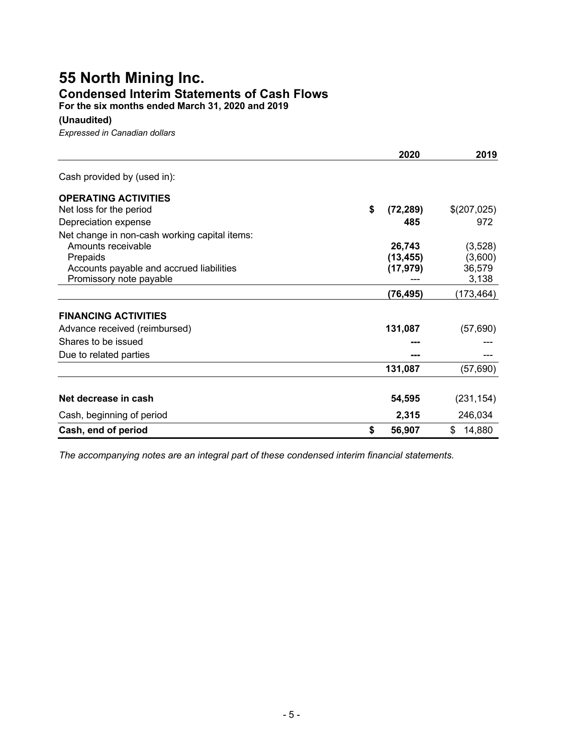# 55 North Mining Inc.

## Condensed Interim Statements of Cash Flows

**For the six months ended March 31, 2020 and 2019**

**(Unaudited)**

*Expressed in Canadian dollars*

| | 2020 | 2019 |
|---|---|---|
| Cash provided by (used in): | | |
| **OPERATING ACTIVITIES** | | |
| Net loss for the period | **$ (72,289)** | $(207,025) |
| Depreciation expense | **485** | 972 |
| Net change in non-cash working capital items: | | |
| Amounts receivable | **26,743** | (3,528) |
| Prepaids | **(13,455)** | (3,600) |
| Accounts payable and accrued liabilities | **(17,979)** | 36,579 |
| Promissory note payable | --- | 3,138 |
| | **(76,495)** | (173,464) |
| **FINANCING ACTIVITIES** | | |
| Advance received (reimbursed) | **131,087** | (57,690) |
| Shares to be issued | **---** | --- |
| Due to related parties | **---** | --- |
| | **131,087** | (57,690) |
| **Net decrease in cash** | **54,595** | (231,154) |
| Cash, beginning of period | **2,315** | 246,034 |
| **Cash, end of period** | **$ 56,907** | $ 14,880 |

*The accompanying notes are an integral part of these condensed interim financial statements.*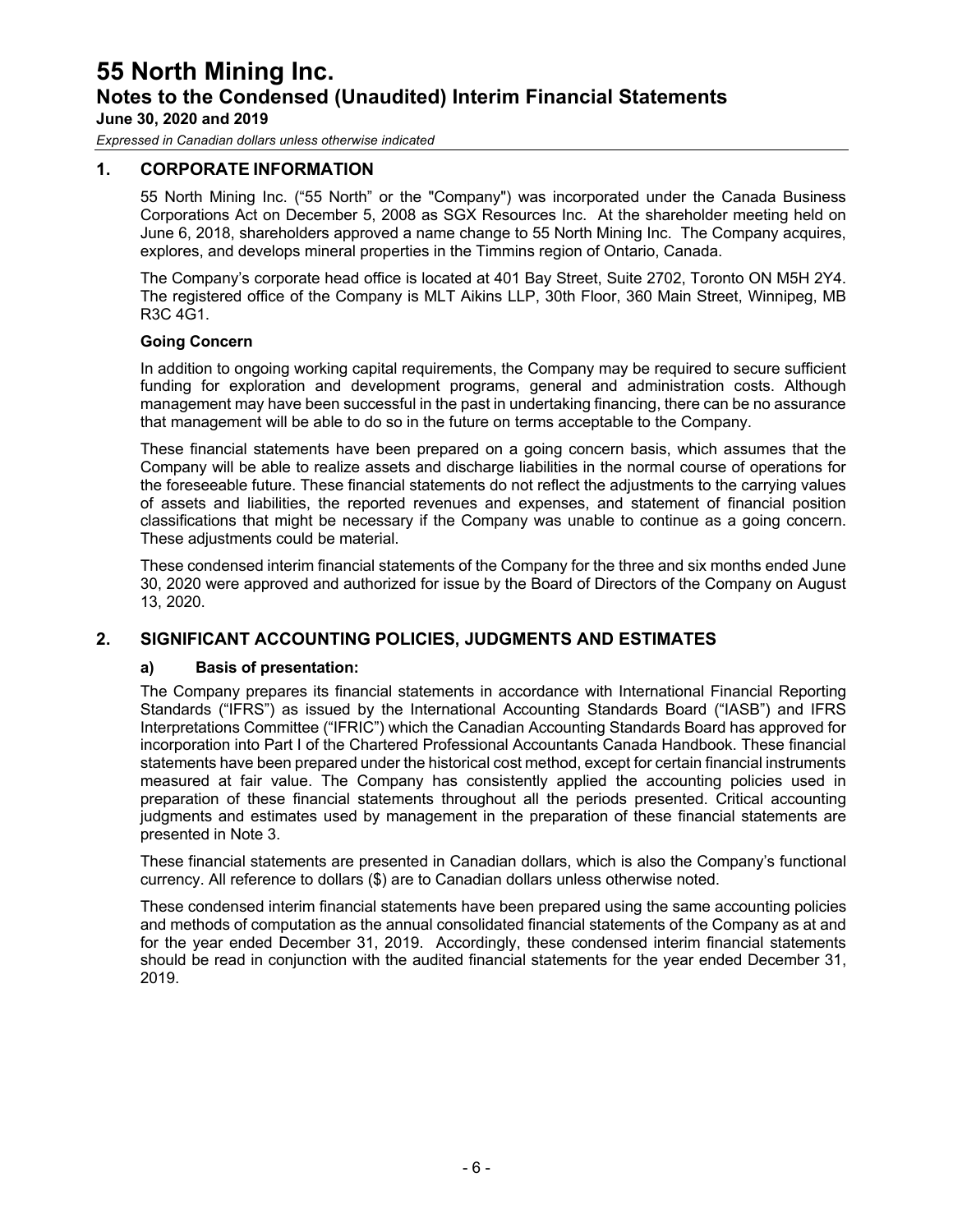## 1. CORPORATE INFORMATION

55 North Mining Inc. ("55 North" or the "Company") was incorporated under the Canada Business Corporations Act on December 5, 2008 as SGX Resources Inc. At the shareholder meeting held on June 6, 2018, shareholders approved a name change to 55 North Mining Inc. The Company acquires, explores, and develops mineral properties in the Timmins region of Ontario, Canada.

The Company's corporate head office is located at 401 Bay Street, Suite 2702, Toronto ON M5H 2Y4. The registered office of the Company is MLT Aikins LLP, 30th Floor, 360 Main Street, Winnipeg, MB R3C 4G1.

### Going Concern

In addition to ongoing working capital requirements, the Company may be required to secure sufficient funding for exploration and development programs, general and administration costs. Although management may have been successful in the past in undertaking financing, there can be no assurance that management will be able to do so in the future on terms acceptable to the Company.

These financial statements have been prepared on a going concern basis, which assumes that the Company will be able to realize assets and discharge liabilities in the normal course of operations for the foreseeable future. These financial statements do not reflect the adjustments to the carrying values of assets and liabilities, the reported revenues and expenses, and statement of financial position classifications that might be necessary if the Company was unable to continue as a going concern. These adjustments could be material.

These condensed interim financial statements of the Company for the three and six months ended June 30, 2020 were approved and authorized for issue by the Board of Directors of the Company on August 13, 2020.

## 2. SIGNIFICANT ACCOUNTING POLICIES, JUDGMENTS AND ESTIMATES

### a) Basis of presentation:

The Company prepares its financial statements in accordance with International Financial Reporting Standards ("IFRS") as issued by the International Accounting Standards Board ("IASB") and IFRS Interpretations Committee ("IFRIC") which the Canadian Accounting Standards Board has approved for incorporation into Part I of the Chartered Professional Accountants Canada Handbook. These financial statements have been prepared under the historical cost method, except for certain financial instruments measured at fair value. The Company has consistently applied the accounting policies used in preparation of these financial statements throughout all the periods presented. Critical accounting judgments and estimates used by management in the preparation of these financial statements are presented in Note 3.

These financial statements are presented in Canadian dollars, which is also the Company's functional currency. All reference to dollars ($) are to Canadian dollars unless otherwise noted.

These condensed interim financial statements have been prepared using the same accounting policies and methods of computation as the annual consolidated financial statements of the Company as at and for the year ended December 31, 2019. Accordingly, these condensed interim financial statements should be read in conjunction with the audited financial statements for the year ended December 31, 2019.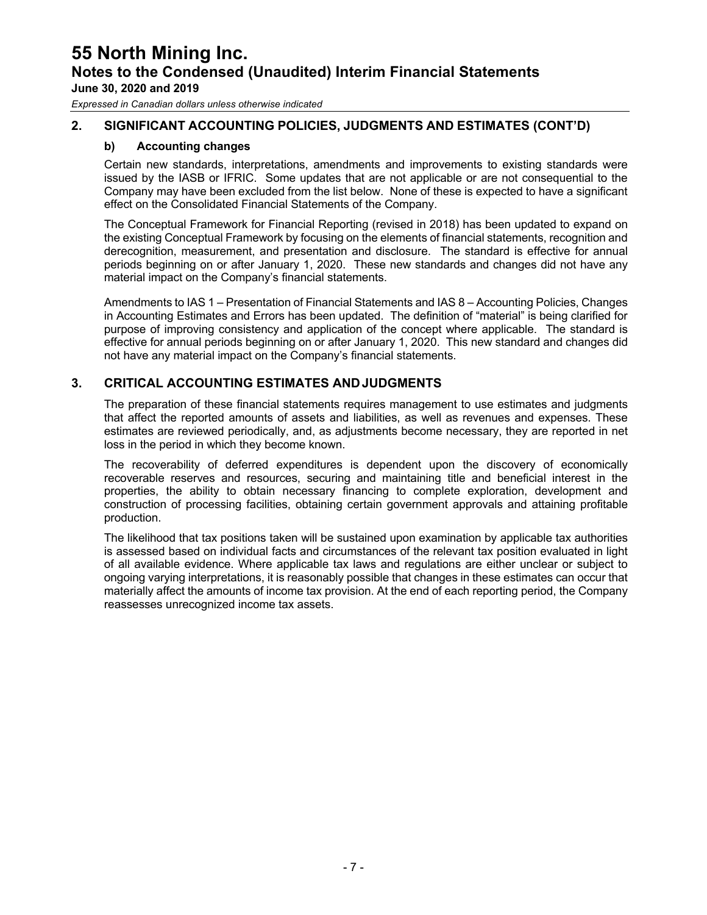## 2. SIGNIFICANT ACCOUNTING POLICIES, JUDGMENTS AND ESTIMATES (CONT'D)

### b) Accounting changes

Certain new standards, interpretations, amendments and improvements to existing standards were issued by the IASB or IFRIC. Some updates that are not applicable or are not consequential to the Company may have been excluded from the list below. None of these is expected to have a significant effect on the Consolidated Financial Statements of the Company.

The Conceptual Framework for Financial Reporting (revised in 2018) has been updated to expand on the existing Conceptual Framework by focusing on the elements of financial statements, recognition and derecognition, measurement, and presentation and disclosure. The standard is effective for annual periods beginning on or after January 1, 2020. These new standards and changes did not have any material impact on the Company's financial statements.

Amendments to IAS 1 – Presentation of Financial Statements and IAS 8 – Accounting Policies, Changes in Accounting Estimates and Errors has been updated. The definition of "material" is being clarified for purpose of improving consistency and application of the concept where applicable. The standard is effective for annual periods beginning on or after January 1, 2020. This new standard and changes did not have any material impact on the Company's financial statements.

## 3. CRITICAL ACCOUNTING ESTIMATES AND JUDGMENTS

The preparation of these financial statements requires management to use estimates and judgments that affect the reported amounts of assets and liabilities, as well as revenues and expenses. These estimates are reviewed periodically, and, as adjustments become necessary, they are reported in net loss in the period in which they become known.

The recoverability of deferred expenditures is dependent upon the discovery of economically recoverable reserves and resources, securing and maintaining title and beneficial interest in the properties, the ability to obtain necessary financing to complete exploration, development and construction of processing facilities, obtaining certain government approvals and attaining profitable production.

The likelihood that tax positions taken will be sustained upon examination by applicable tax authorities is assessed based on individual facts and circumstances of the relevant tax position evaluated in light of all available evidence. Where applicable tax laws and regulations are either unclear or subject to ongoing varying interpretations, it is reasonably possible that changes in these estimates can occur that materially affect the amounts of income tax provision. At the end of each reporting period, the Company reassesses unrecognized income tax assets.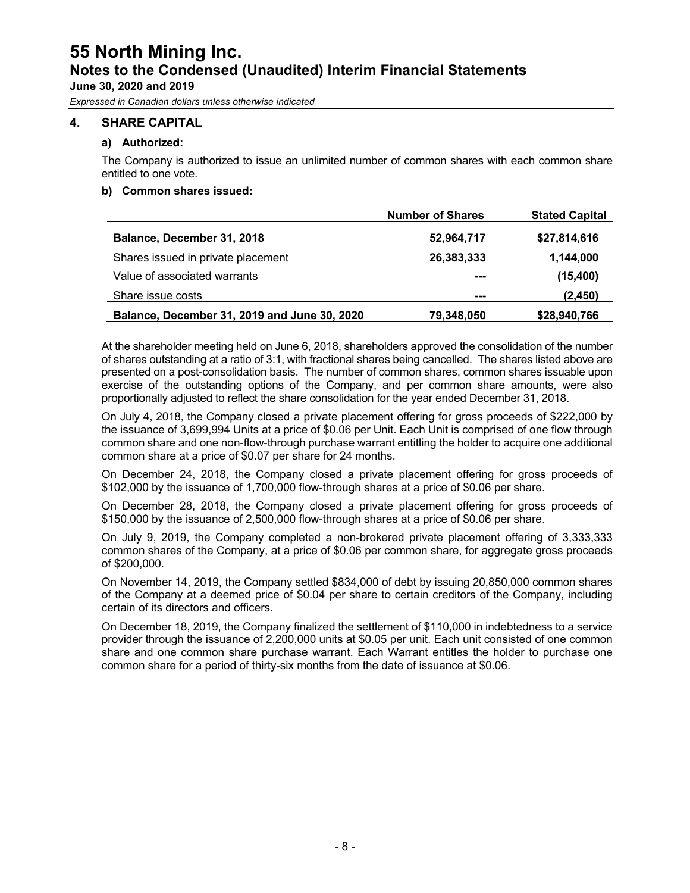## 4. SHARE CAPITAL

### a) Authorized:

The Company is authorized to issue an unlimited number of common shares with each common share entitled to one vote.

### b) Common shares issued:

| | Number of Shares | Stated Capital |
|---|---|---|
| **Balance, December 31, 2018** | **52,964,717** | **$27,814,616** |
| Shares issued in private placement | **26,383,333** | **1,144,000** |
| Value of associated warrants | --- | **(15,400)** |
| Share issue costs | --- | **(2,450)** |
| **Balance, December 31, 2019 and June 30, 2020** | **79,348,050** | **$28,940,766** |

At the shareholder meeting held on June 6, 2018, shareholders approved the consolidation of the number of shares outstanding at a ratio of 3:1, with fractional shares being cancelled. The shares listed above are presented on a post-consolidation basis. The number of common shares, common shares issuable upon exercise of the outstanding options of the Company, and per common share amounts, were also proportionally adjusted to reflect the share consolidation for the year ended December 31, 2018.

On July 4, 2018, the Company closed a private placement offering for gross proceeds of $222,000 by the issuance of 3,699,994 Units at a price of $0.06 per Unit. Each Unit is comprised of one flow through common share and one non-flow-through purchase warrant entitling the holder to acquire one additional common share at a price of $0.07 per share for 24 months.

On December 24, 2018, the Company closed a private placement offering for gross proceeds of $102,000 by the issuance of 1,700,000 flow-through shares at a price of $0.06 per share.

On December 28, 2018, the Company closed a private placement offering for gross proceeds of $150,000 by the issuance of 2,500,000 flow-through shares at a price of $0.06 per share.

On July 9, 2019, the Company completed a non-brokered private placement offering of 3,333,333 common shares of the Company, at a price of $0.06 per common share, for aggregate gross proceeds of $200,000.

On November 14, 2019, the Company settled $834,000 of debt by issuing 20,850,000 common shares of the Company at a deemed price of $0.04 per share to certain creditors of the Company, including certain of its directors and officers.

On December 18, 2019, the Company finalized the settlement of $110,000 in indebtedness to a service provider through the issuance of 2,200,000 units at $0.05 per unit. Each unit consisted of one common share and one common share purchase warrant. Each Warrant entitles the holder to purchase one common share for a period of thirty-six months from the date of issuance at $0.06.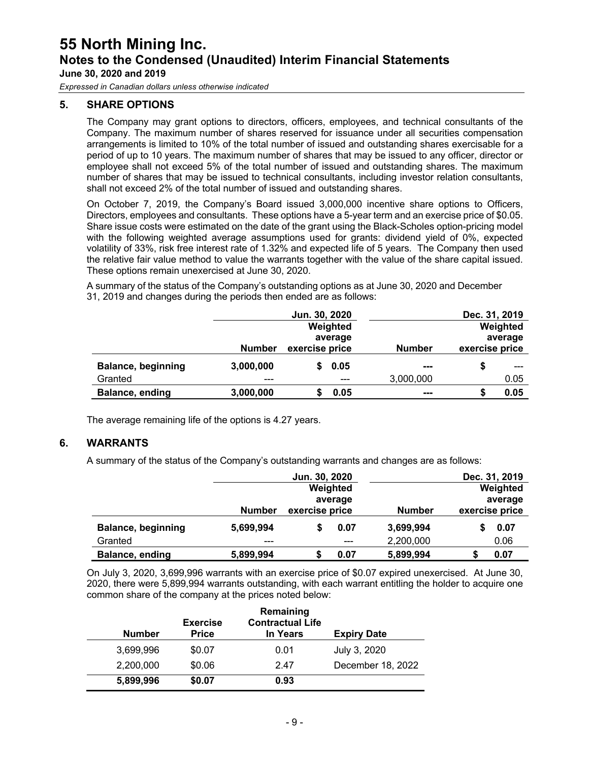# 55 North Mining Inc.

## Notes to the Condensed (Unaudited) Interim Financial Statements

**June 30, 2020 and 2019**

*Expressed in Canadian dollars unless otherwise indicated*

### 5. SHARE OPTIONS

The Company may grant options to directors, officers, employees, and technical consultants of the Company. The maximum number of shares reserved for issuance under all securities compensation arrangements is limited to 10% of the total number of issued and outstanding shares exercisable for a period of up to 10 years. The maximum number of shares that may be issued to any officer, director or employee shall not exceed 5% of the total number of issued and outstanding shares. The maximum number of shares that may be issued to technical consultants, including investor relation consultants, shall not exceed 2% of the total number of issued and outstanding shares.

On October 7, 2019, the Company's Board issued 3,000,000 incentive share options to Officers, Directors, employees and consultants. These options have a 5-year term and an exercise price of $0.05. Share issue costs were estimated on the date of the grant using the Black-Scholes option-pricing model with the following weighted average assumptions used for grants: dividend yield of 0%, expected volatility of 33%, risk free interest rate of 1.32% and expected life of 5 years. The Company then used the relative fair value method to value the warrants together with the value of the share capital issued. These options remain unexercised at June 30, 2020.

A summary of the status of the Company's outstanding options as at June 30, 2020 and December 31, 2019 and changes during the periods then ended are as follows:

| | Jun. 30, 2020 | | Dec. 31, 2019 | |
|---|---|---|---|---|
| | **Number** | **Weighted average exercise price** | **Number** | **Weighted average exercise price** |
| **Balance, beginning** | **3,000,000** | **$ 0.05** | **---** | $ --- |
| Granted | --- | --- | 3,000,000 | 0.05 |
| **Balance, ending** | **3,000,000** | **$ 0.05** | **---** | **$ 0.05** |

The average remaining life of the options is 4.27 years.

### 6. WARRANTS

A summary of the status of the Company's outstanding warrants and changes are as follows:

| | Jun. 30, 2020 | | Dec. 31, 2019 | |
|---|---|---|---|---|
| | **Number** | **Weighted average exercise price** | **Number** | **Weighted average exercise price** |
| **Balance, beginning** | **5,699,994** | **$ 0.07** | **3,699,994** | **$ 0.07** |
| Granted | --- | --- | 2,200,000 | 0.06 |
| **Balance, ending** | **5,899,994** | **$ 0.07** | **5,899,994** | **$ 0.07** |

On July 3, 2020, 3,699,996 warrants with an exercise price of $0.07 expired unexercised. At June 30, 2020, there were 5,899,994 warrants outstanding, with each warrant entitling the holder to acquire one common share of the company at the prices noted below:

| Number | Exercise Price | Remaining Contractual Life In Years | Expiry Date |
|---|---|---|---|
| 3,699,996 | $0.07 | 0.01 | July 3, 2020 |
| 2,200,000 | $0.06 | 2.47 | December 18, 2022 |
| **5,899,996** | **$0.07** | **0.93** | |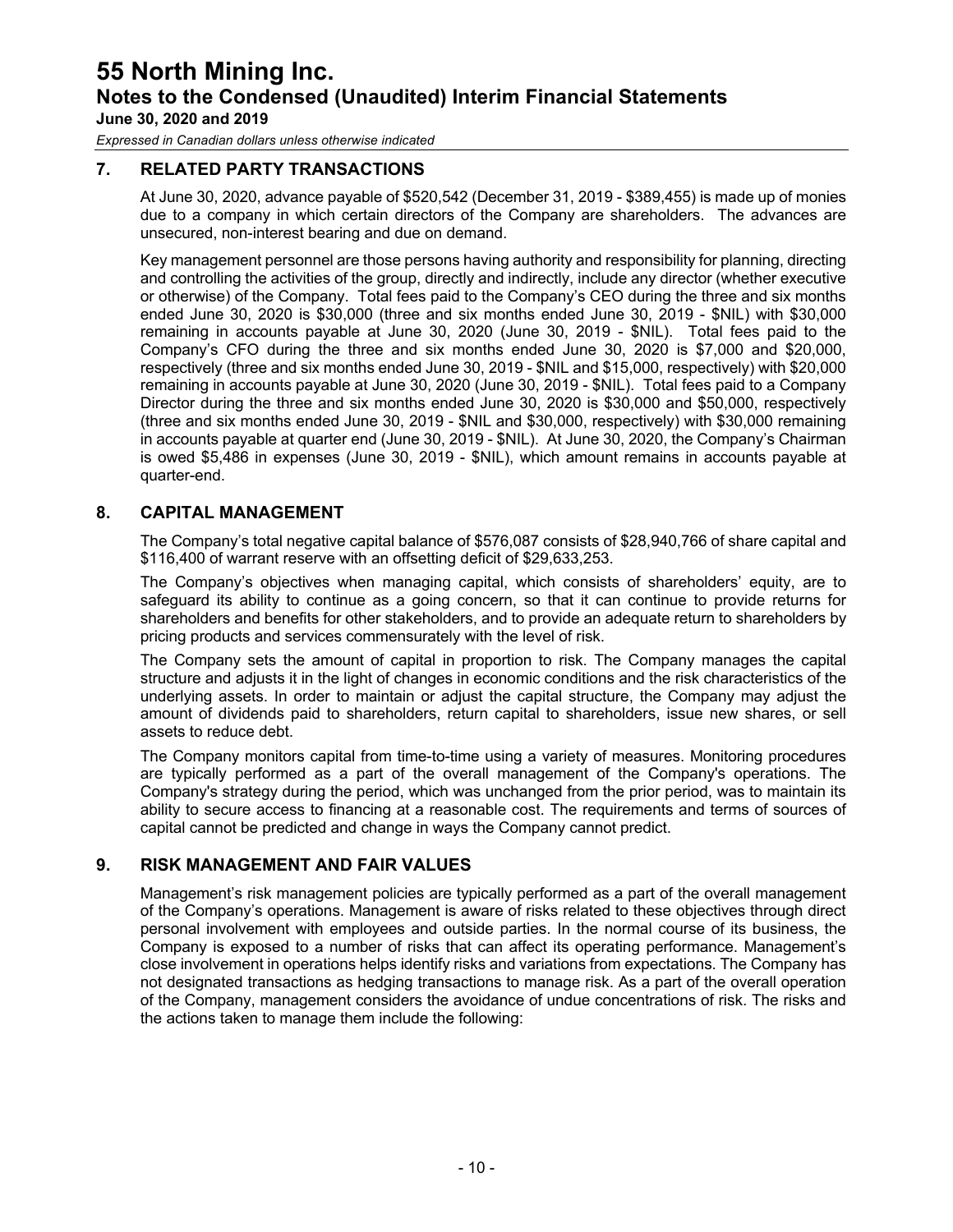## 7. RELATED PARTY TRANSACTIONS

At June 30, 2020, advance payable of $520,542 (December 31, 2019 - $389,455) is made up of monies due to a company in which certain directors of the Company are shareholders. The advances are unsecured, non-interest bearing and due on demand.

Key management personnel are those persons having authority and responsibility for planning, directing and controlling the activities of the group, directly and indirectly, include any director (whether executive or otherwise) of the Company. Total fees paid to the Company's CEO during the three and six months ended June 30, 2020 is $30,000 (three and six months ended June 30, 2019 - $NIL) with $30,000 remaining in accounts payable at June 30, 2020 (June 30, 2019 - $NIL). Total fees paid to the Company's CFO during the three and six months ended June 30, 2020 is $7,000 and $20,000, respectively (three and six months ended June 30, 2019 - $NIL and $15,000, respectively) with $20,000 remaining in accounts payable at June 30, 2020 (June 30, 2019 - $NIL). Total fees paid to a Company Director during the three and six months ended June 30, 2020 is $30,000 and $50,000, respectively (three and six months ended June 30, 2019 - $NIL and $30,000, respectively) with $30,000 remaining in accounts payable at quarter end (June 30, 2019 - $NIL). At June 30, 2020, the Company's Chairman is owed $5,486 in expenses (June 30, 2019 - $NIL), which amount remains in accounts payable at quarter-end.

## 8. CAPITAL MANAGEMENT

The Company's total negative capital balance of $576,087 consists of $28,940,766 of share capital and $116,400 of warrant reserve with an offsetting deficit of $29,633,253.

The Company's objectives when managing capital, which consists of shareholders' equity, are to safeguard its ability to continue as a going concern, so that it can continue to provide returns for shareholders and benefits for other stakeholders, and to provide an adequate return to shareholders by pricing products and services commensurately with the level of risk.

The Company sets the amount of capital in proportion to risk. The Company manages the capital structure and adjusts it in the light of changes in economic conditions and the risk characteristics of the underlying assets. In order to maintain or adjust the capital structure, the Company may adjust the amount of dividends paid to shareholders, return capital to shareholders, issue new shares, or sell assets to reduce debt.

The Company monitors capital from time-to-time using a variety of measures. Monitoring procedures are typically performed as a part of the overall management of the Company's operations. The Company's strategy during the period, which was unchanged from the prior period, was to maintain its ability to secure access to financing at a reasonable cost. The requirements and terms of sources of capital cannot be predicted and change in ways the Company cannot predict.

## 9. RISK MANAGEMENT AND FAIR VALUES

Management's risk management policies are typically performed as a part of the overall management of the Company's operations. Management is aware of risks related to these objectives through direct personal involvement with employees and outside parties. In the normal course of its business, the Company is exposed to a number of risks that can affect its operating performance. Management's close involvement in operations helps identify risks and variations from expectations. The Company has not designated transactions as hedging transactions to manage risk. As a part of the overall operation of the Company, management considers the avoidance of undue concentrations of risk. The risks and the actions taken to manage them include the following: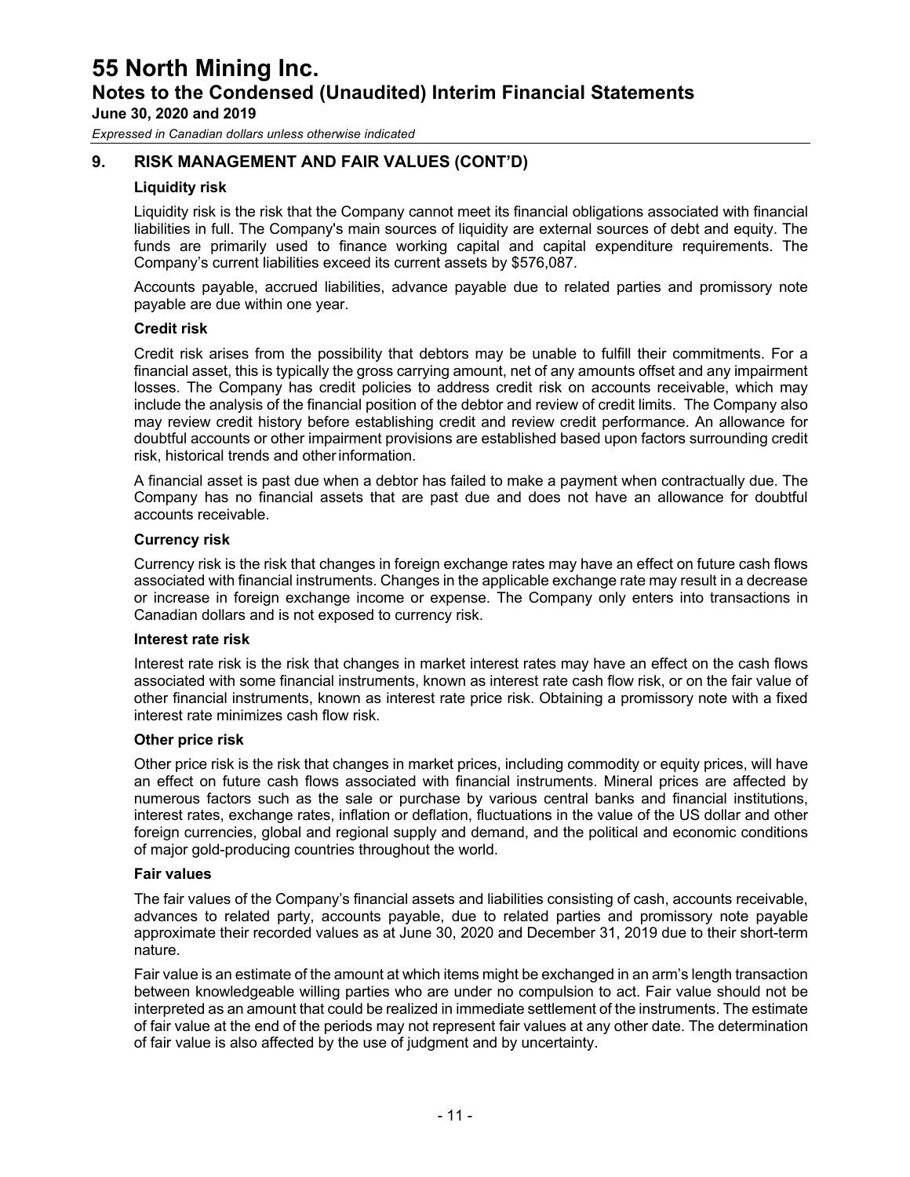## 9. RISK MANAGEMENT AND FAIR VALUES (CONT'D)

### Liquidity risk

Liquidity risk is the risk that the Company cannot meet its financial obligations associated with financial liabilities in full. The Company's main sources of liquidity are external sources of debt and equity. The funds are primarily used to finance working capital and capital expenditure requirements. The Company's current liabilities exceed its current assets by $576,087.

Accounts payable, accrued liabilities, advance payable due to related parties and promissory note payable are due within one year.

### Credit risk

Credit risk arises from the possibility that debtors may be unable to fulfill their commitments. For a financial asset, this is typically the gross carrying amount, net of any amounts offset and any impairment losses. The Company has credit policies to address credit risk on accounts receivable, which may include the analysis of the financial position of the debtor and review of credit limits. The Company also may review credit history before establishing credit and review credit performance. An allowance for doubtful accounts or other impairment provisions are established based upon factors surrounding credit risk, historical trends and other information.

A financial asset is past due when a debtor has failed to make a payment when contractually due. The Company has no financial assets that are past due and does not have an allowance for doubtful accounts receivable.

### Currency risk

Currency risk is the risk that changes in foreign exchange rates may have an effect on future cash flows associated with financial instruments. Changes in the applicable exchange rate may result in a decrease or increase in foreign exchange income or expense. The Company only enters into transactions in Canadian dollars and is not exposed to currency risk.

### Interest rate risk

Interest rate risk is the risk that changes in market interest rates may have an effect on the cash flows associated with some financial instruments, known as interest rate cash flow risk, or on the fair value of other financial instruments, known as interest rate price risk. Obtaining a promissory note with a fixed interest rate minimizes cash flow risk.

### Other price risk

Other price risk is the risk that changes in market prices, including commodity or equity prices, will have an effect on future cash flows associated with financial instruments. Mineral prices are affected by numerous factors such as the sale or purchase by various central banks and financial institutions, interest rates, exchange rates, inflation or deflation, fluctuations in the value of the US dollar and other foreign currencies, global and regional supply and demand, and the political and economic conditions of major gold-producing countries throughout the world.

### Fair values

The fair values of the Company's financial assets and liabilities consisting of cash, accounts receivable, advances to related party, accounts payable, due to related parties and promissory note payable approximate their recorded values as at June 30, 2020 and December 31, 2019 due to their short-term nature.

Fair value is an estimate of the amount at which items might be exchanged in an arm's length transaction between knowledgeable willing parties who are under no compulsion to act. Fair value should not be interpreted as an amount that could be realized in immediate settlement of the instruments. The estimate of fair value at the end of the periods may not represent fair values at any other date. The determination of fair value is also affected by the use of judgment and by uncertainty.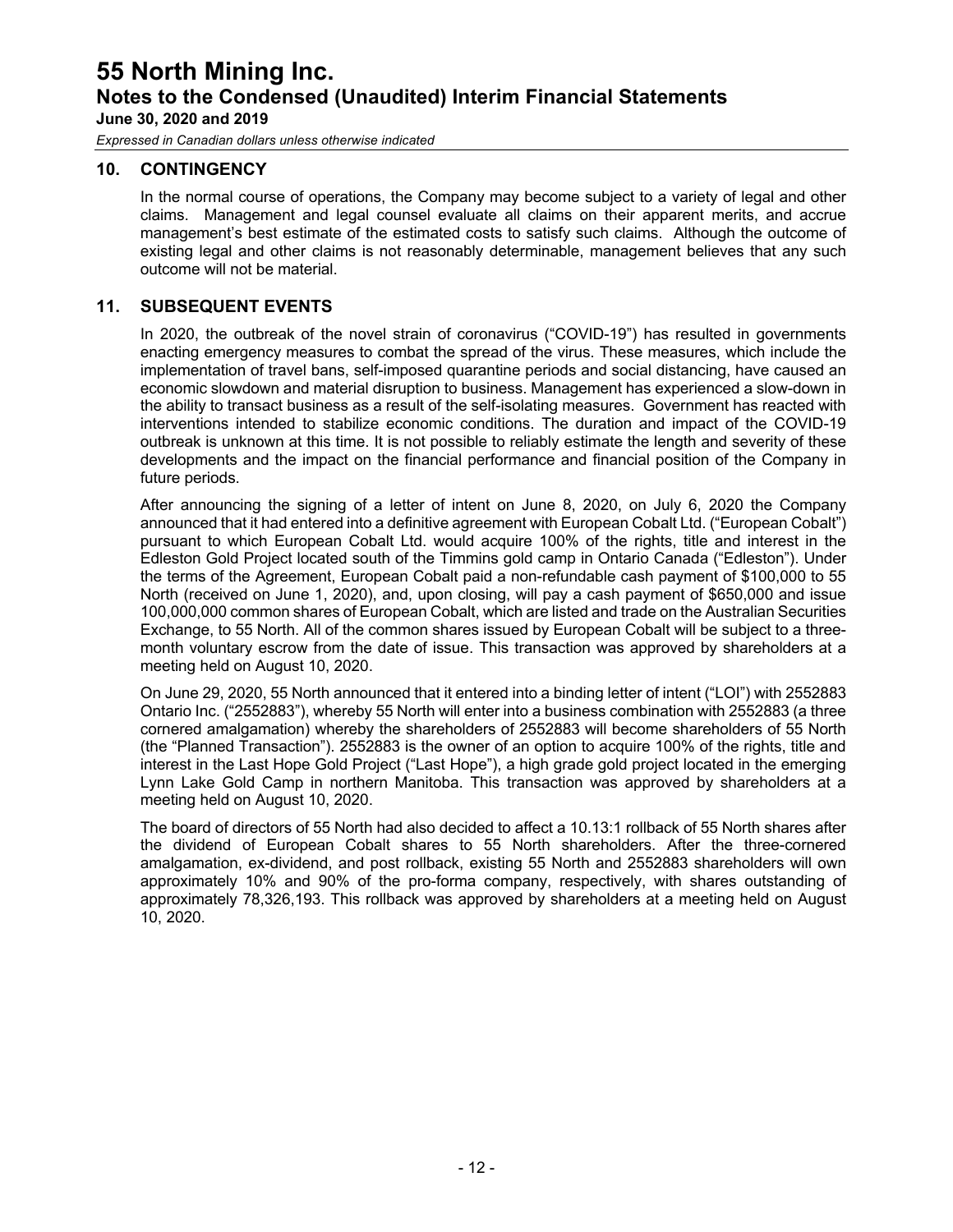## 10. CONTINGENCY

In the normal course of operations, the Company may become subject to a variety of legal and other claims. Management and legal counsel evaluate all claims on their apparent merits, and accrue management's best estimate of the estimated costs to satisfy such claims. Although the outcome of existing legal and other claims is not reasonably determinable, management believes that any such outcome will not be material.

## 11. SUBSEQUENT EVENTS

In 2020, the outbreak of the novel strain of coronavirus ("COVID-19") has resulted in governments enacting emergency measures to combat the spread of the virus. These measures, which include the implementation of travel bans, self-imposed quarantine periods and social distancing, have caused an economic slowdown and material disruption to business. Management has experienced a slow-down in the ability to transact business as a result of the self-isolating measures. Government has reacted with interventions intended to stabilize economic conditions. The duration and impact of the COVID-19 outbreak is unknown at this time. It is not possible to reliably estimate the length and severity of these developments and the impact on the financial performance and financial position of the Company in future periods.

After announcing the signing of a letter of intent on June 8, 2020, on July 6, 2020 the Company announced that it had entered into a definitive agreement with European Cobalt Ltd. ("European Cobalt") pursuant to which European Cobalt Ltd. would acquire 100% of the rights, title and interest in the Edleston Gold Project located south of the Timmins gold camp in Ontario Canada ("Edleston"). Under the terms of the Agreement, European Cobalt paid a non-refundable cash payment of $100,000 to 55 North (received on June 1, 2020), and, upon closing, will pay a cash payment of $650,000 and issue 100,000,000 common shares of European Cobalt, which are listed and trade on the Australian Securities Exchange, to 55 North. All of the common shares issued by European Cobalt will be subject to a three-month voluntary escrow from the date of issue. This transaction was approved by shareholders at a meeting held on August 10, 2020.

On June 29, 2020, 55 North announced that it entered into a binding letter of intent ("LOI") with 2552883 Ontario Inc. ("2552883"), whereby 55 North will enter into a business combination with 2552883 (a three cornered amalgamation) whereby the shareholders of 2552883 will become shareholders of 55 North (the "Planned Transaction"). 2552883 is the owner of an option to acquire 100% of the rights, title and interest in the Last Hope Gold Project ("Last Hope"), a high grade gold project located in the emerging Lynn Lake Gold Camp in northern Manitoba. This transaction was approved by shareholders at a meeting held on August 10, 2020.

The board of directors of 55 North had also decided to affect a 10.13:1 rollback of 55 North shares after the dividend of European Cobalt shares to 55 North shareholders. After the three-cornered amalgamation, ex-dividend, and post rollback, existing 55 North and 2552883 shareholders will own approximately 10% and 90% of the pro-forma company, respectively, with shares outstanding of approximately 78,326,193. This rollback was approved by shareholders at a meeting held on August 10, 2020.